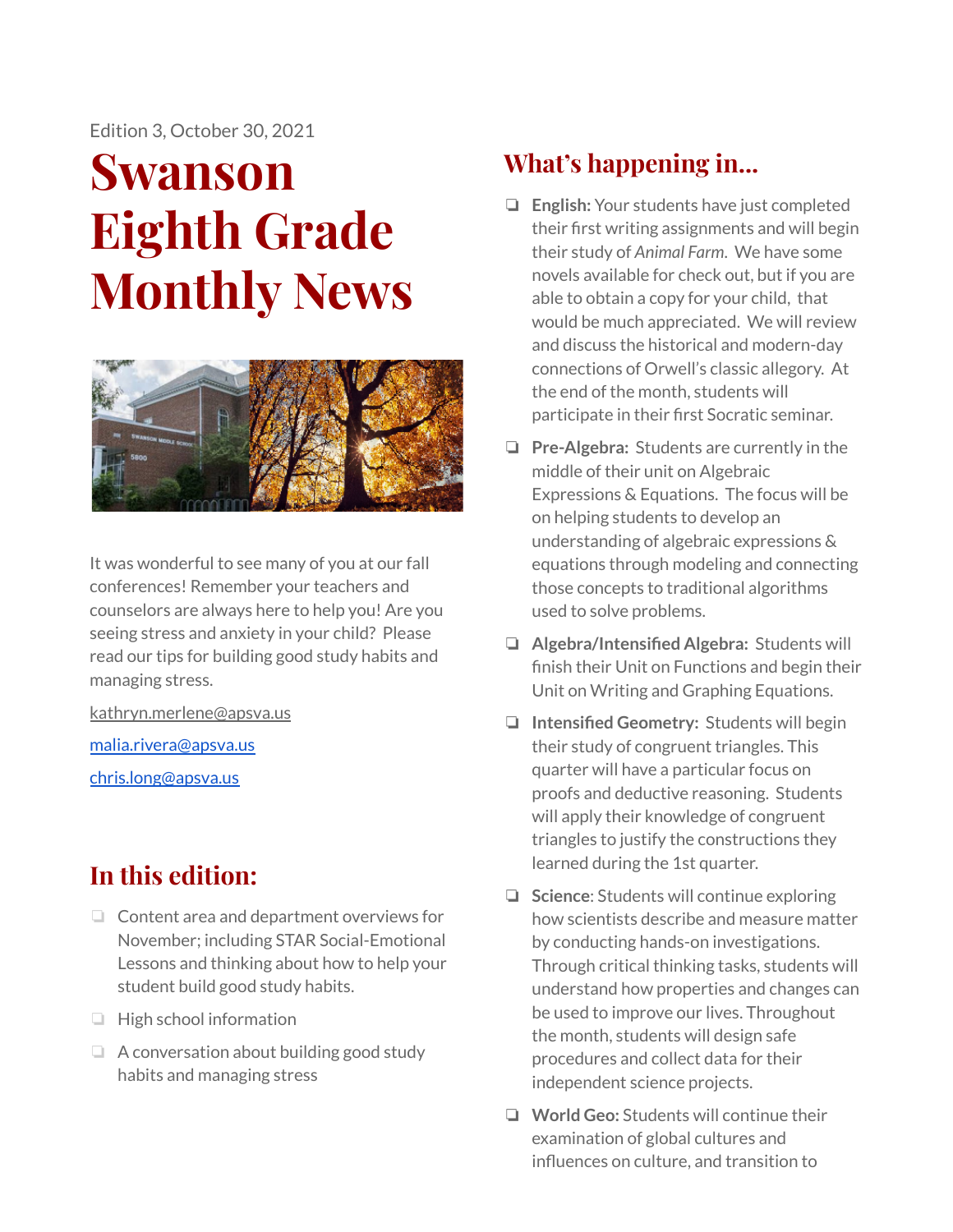Edition 3, October 30, 2021

# Swanson Eighth Grade Monthly News

It was wonderful to see many of you at our fall conferences! Remember your teachers and counselors are always here to help you! Are you seeing stress and anxiety in your child? Please read our tips for building good study habits and managing stress.

kathryn.merlene@apsva.us

malia.rivera@apsva.us

chris.long@apsva.us

## In this edition:

- Content area and department overviews for November; including STAR Social-Emotional Lessons and thinking about how to help your student build good study habits.
- High school information
- A conversation about building good study habits and managing stress

## What's happening in...

- **English:** Your students have just completed their first writing assignments and will begin their study of *Animal Farm*. We have some novels available for check out, but if you are able to obtain a copy for your child, that would be much appreciated. We will review and discuss the historical and modern-day connections of Orwell's classic allegory. At the end of the month, students will participate in their first Socratic seminar.
- **Pre-Algebra:** Students are currently in the middle of their unit on Algebraic Expressions & Equations. The focus will be on helping students to develop an understanding of algebraic expressions & equations through modeling and connecting those concepts to traditional algorithms used to solve problems.
- **Algebra/Intensified Algebra:** Students will finish their Unit on Functions and begin their Unit on Writing and Graphing Equations.
- **Intensified Geometry:** Students will begin their study of congruent triangles. This quarter will have a particular focus on proofs and deductive reasoning. Students will apply their knowledge of congruent triangles to justify the constructions they learned during the 1st quarter.
- **Science**: Students will continue exploring how scientists describe and measure matter by conducting hands-on investigations. Through critical thinking tasks, students will understand how properties and changes can be used to improve our lives. Throughout the month, students will design safe procedures and collect data for their independent science projects.
- **World Geo:** Students will continue their examination of global cultures and influences on culture, and transition to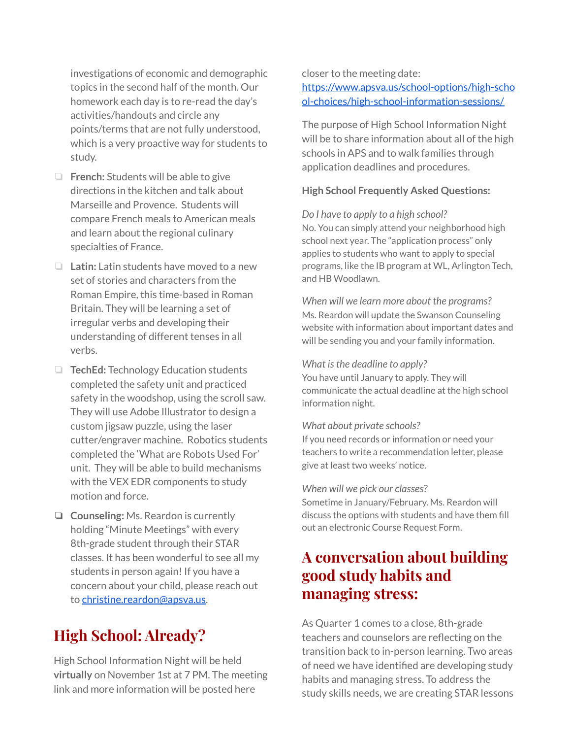investigations of economic and demographic topics in the second half of the month. Our homework each day is to re-read the day's activities/handouts and circle any points/terms that are not fully understood, which is a very proactive way for students to study.

- **French:** Students will be able to give directions in the kitchen and talk about Marseille and Provence. Students will compare French meals to American meals and learn about the regional culinary specialties of France.
- **Latin:** Latin students have moved to a new set of stories and characters from the Roman Empire, this time-based in Roman Britain. They will be learning a set of irregular verbs and developing their understanding of different tenses in all verbs.
- **TechEd:** Technology Education students completed the safety unit and practiced safety in the woodshop, using the scroll saw. They will use Adobe Illustrator to design a custom jigsaw puzzle, using the laser cutter/engraver machine. Robotics students completed the 'What are Robots Used For' unit. They will be able to build mechanisms with the VEX EDR components to study motion and force.
- **Counseling:** Ms. Reardon is currently holding "Minute Meetings" with every 8th-grade student through their STAR classes. It has been wonderful to see all my students in person again! If you have a concern about your child, please reach out to [christine.reardon@apsva.us](mailto:christine.reardon@apsva.us).

## High School: Already?

High School Information Night will be held **virtually** on November 1st at 7 PM. The meeting link and more information will be posted here closer to the meeting date: [https://www.apsva.us/school-options/high-school-choices/high-school-information-sessions/](https://www.apsva.us/school-options/high-school-choices/high-school-information-sessions/)

The purpose of High School Information Night will be to share information about all of the high schools in APS and to walk families through application deadlines and procedures.

**High School Frequently Asked Questions:**

*Do I have to apply to a high school?*
No. You can simply attend your neighborhood high school next year. The "application process" only applies to students who want to apply to special programs, like the IB program at WL, Arlington Tech, and HB Woodlawn.

*When will we learn more about the programs?*
Ms. Reardon will update the Swanson Counseling website with information about important dates and will be sending you and your family information.

*What is the deadline to apply?*
You have until January to apply. They will communicate the actual deadline at the high school information night.

*What about private schools?*
If you need records or information or need your teachers to write a recommendation letter, please give at least two weeks' notice.

*When will we pick our classes?*
Sometime in January/February. Ms. Reardon will discuss the options with students and have them fill out an electronic Course Request Form.

## A conversation about building good study habits and managing stress:

As Quarter 1 comes to a close, 8th-grade teachers and counselors are reflecting on the transition back to in-person learning. Two areas of need we have identified are developing study habits and managing stress. To address the study skills needs, we are creating STAR lessons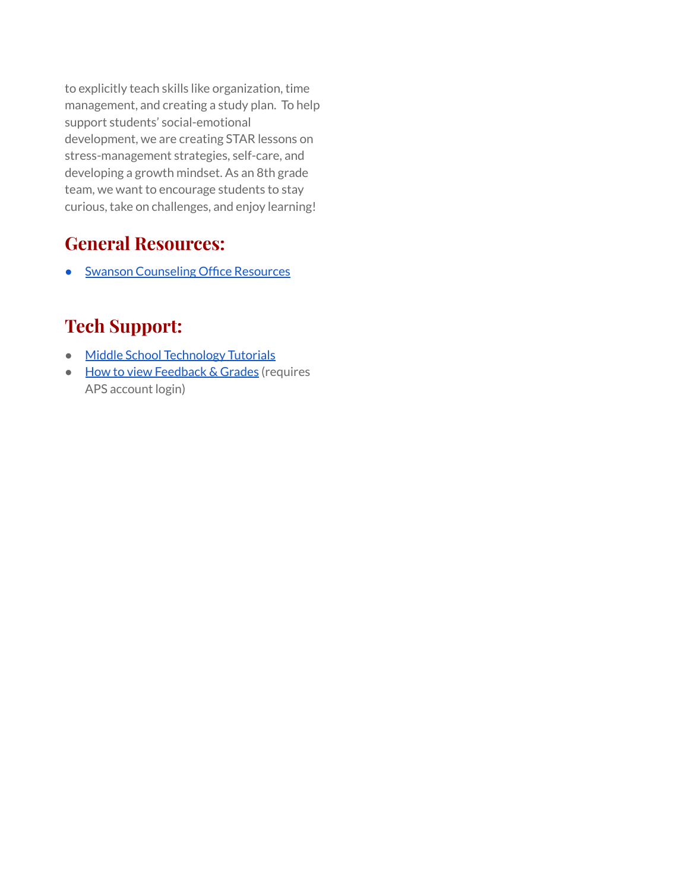to explicitly teach skills like organization, time management, and creating a study plan.  To help support students' social-emotional development, we are creating STAR lessons on stress-management strategies, self-care, and developing a growth mindset. As an 8th grade team, we want to encourage students to stay curious, take on challenges, and enjoy learning!

## General Resources:

- Swanson Counseling Office Resources

## Tech Support:

- Middle School Technology Tutorials
- How to view Feedback & Grades (requires APS account login)